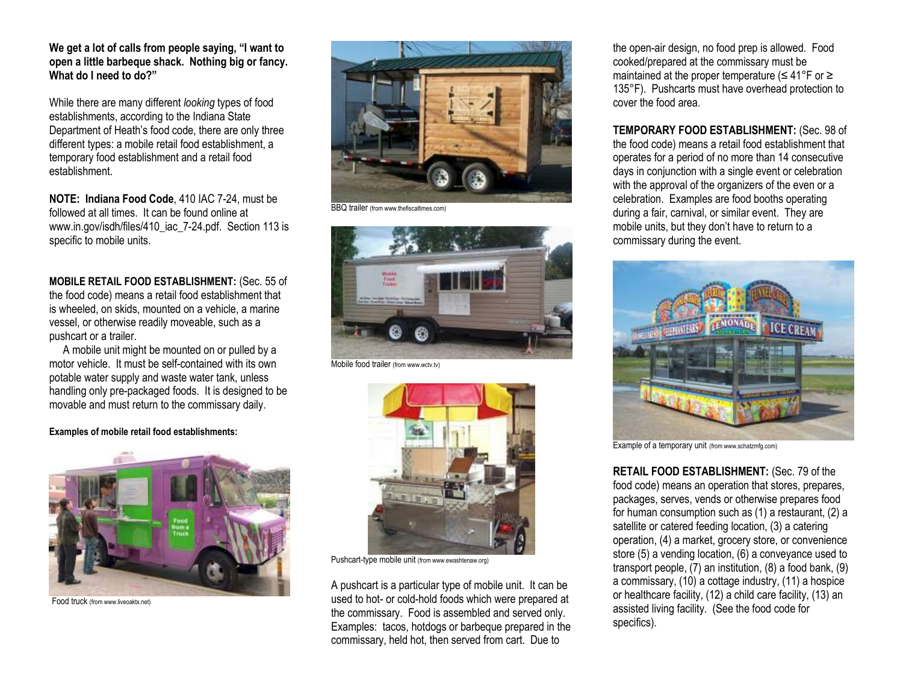**We get a lot of calls from people saying, "I want to open a little barbeque shack. Nothing big or fancy. What do I need to do?"**

While there are many different *looking* types of food establishments, according to the Indiana State Department of Heath's food code, there are only three different types: a mobile retail food establishment, a temporary food establishment and a retail food establishment.

**NOTE: Indiana Food Code**, 410 IAC 7-24, must be followed at all times. It can be found online at www.in.gov/isdh/files/410_iac_7-24.pdf. Section 113 is specific to mobile units.

**MOBILE RETAIL FOOD ESTABLISHMENT:** (Sec. 55 of the food code) means a retail food establishment that is wheeled, on skids, mounted on a vehicle, a marine vessel, or otherwise readily moveable, such as a pushcart or a trailer.

A mobile unit might be mounted on or pulled by a motor vehicle. It must be self-contained with its own potable water supply and waste water tank, unless handling only pre-packaged foods. It is designed to be movable and must return to the commissary daily.

**Examples of mobile retail food establishments:**

Food truck (from www.liveoaktx.net)

BBQ trailer (from www.thefiscaltimes.com)

Mobile food trailer (from www.wctv.tv)

Pushcart-type mobile unit (from www.ewashtenaw.org)

A pushcart is a particular type of mobile unit. It can be used to hot- or cold-hold foods which were prepared at the commissary. Food is assembled and served only. Examples: tacos, hotdogs or barbeque prepared in the commissary, held hot, then served from cart. Due to the open-air design, no food prep is allowed. Food cooked/prepared at the commissary must be maintained at the proper temperature (≤ 41°F or ≥ 135°F). Pushcarts must have overhead protection to cover the food area.

**TEMPORARY FOOD ESTABLISHMENT:** (Sec. 98 of the food code) means a retail food establishment that operates for a period of no more than 14 consecutive days in conjunction with a single event or celebration with the approval of the organizers of the even or a celebration. Examples are food booths operating during a fair, carnival, or similar event. They are mobile units, but they don't have to return to a commissary during the event.

Example of a temporary unit (from www.schatzmfg.com)

**RETAIL FOOD ESTABLISHMENT:** (Sec. 79 of the food code) means an operation that stores, prepares, packages, serves, vends or otherwise prepares food for human consumption such as (1) a restaurant, (2) a satellite or catered feeding location, (3) a catering operation, (4) a market, grocery store, or convenience store (5) a vending location, (6) a conveyance used to transport people, (7) an institution, (8) a food bank, (9) a commissary, (10) a cottage industry, (11) a hospice or healthcare facility, (12) a child care facility, (13) an assisted living facility. (See the food code for specifics).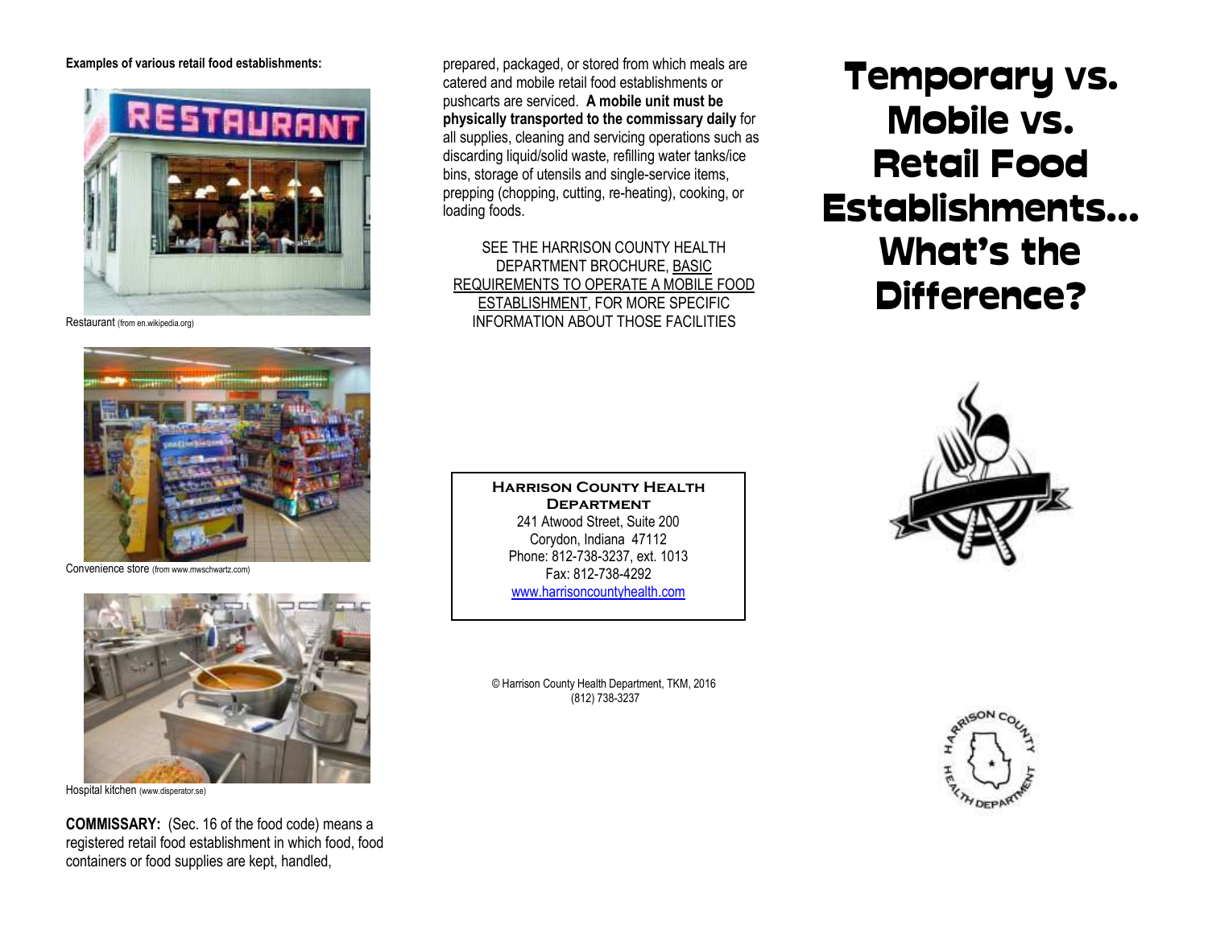**Examples of various retail food establishments:**

Restaurant (from en.wikipedia.org)

Convenience store (from www.mwschwartz.com)

Hospital kitchen (www.disperator.se)

**COMMISSARY:** (Sec. 16 of the food code) means a registered retail food establishment in which food, food containers or food supplies are kept, handled, prepared, packaged, or stored from which meals are catered and mobile retail food establishments or pushcarts are serviced. **A mobile unit must be physically transported to the commissary daily** for all supplies, cleaning and servicing operations such as discarding liquid/solid waste, refilling water tanks/ice bins, storage of utensils and single-service items, prepping (chopping, cutting, re-heating), cooking, or loading foods.

SEE THE HARRISON COUNTY HEALTH DEPARTMENT BROCHURE, BASIC REQUIREMENTS TO OPERATE A MOBILE FOOD ESTABLISHMENT, FOR MORE SPECIFIC INFORMATION ABOUT THOSE FACILITIES

**Harrison County Health Department**
241 Atwood Street, Suite 200
Corydon, Indiana 47112
Phone: 812-738-3237, ext. 1013
Fax: 812-738-4292
www.harrisoncountyhealth.com

© Harrison County Health Department, TKM, 2016
(812) 738-3237

# Temporary vs. Mobile vs. Retail Food Establishments… What's the Difference?